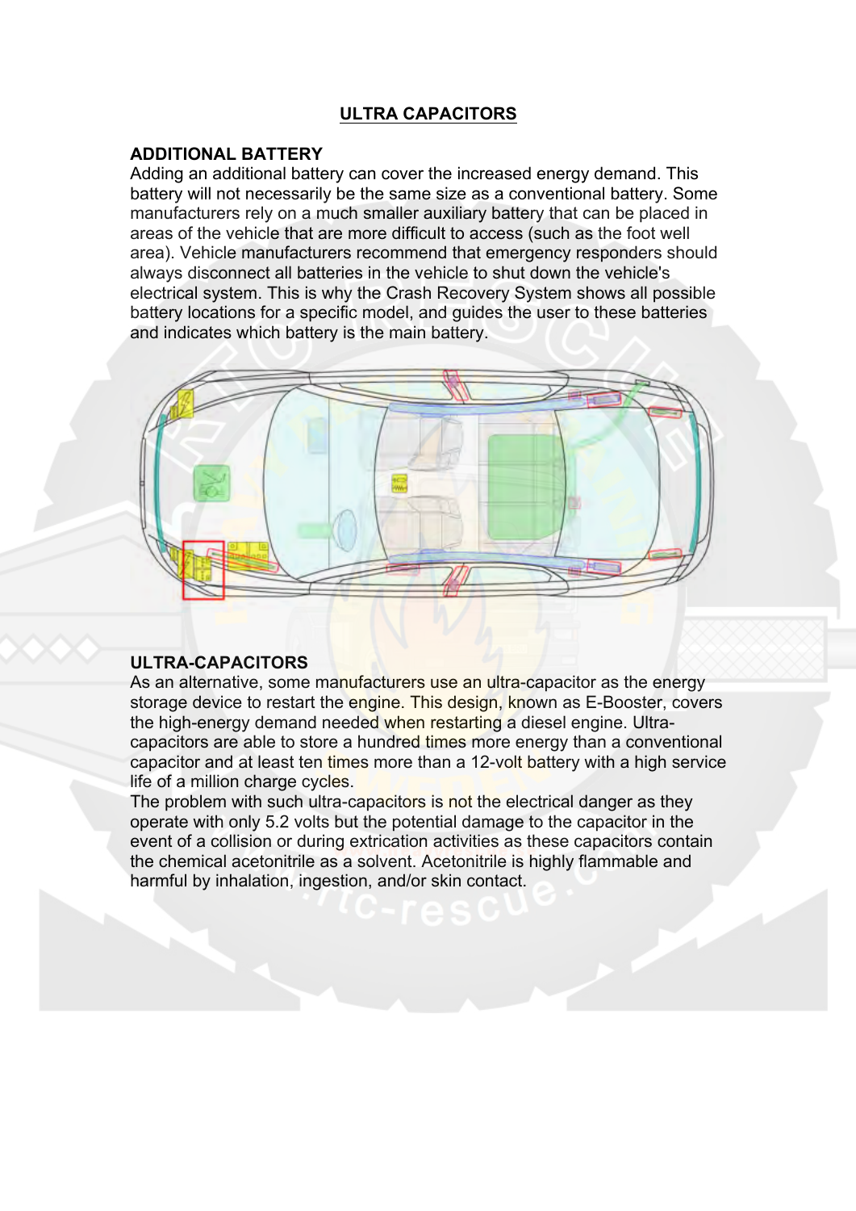# ULTRA CAPACITORS

## ADDITIONAL BATTERY

Adding an additional battery can cover the increased energy demand. This battery will not necessarily be the same size as a conventional battery. Some manufacturers rely on a much smaller auxiliary battery that can be placed in areas of the vehicle that are more difficult to access (such as the foot well area). Vehicle manufacturers recommend that emergency responders should always disconnect all batteries in the vehicle to shut down the vehicle's electrical system. This is why the Crash Recovery System shows all possible battery locations for a specific model, and guides the user to these batteries and indicates which battery is the main battery.

## ULTRA-CAPACITORS

As an alternative, some manufacturers use an ultra-capacitor as the energy storage device to restart the engine. This design, known as E-Booster, covers the high-energy demand needed when restarting a diesel engine. Ultra-capacitors are able to store a hundred times more energy than a conventional capacitor and at least ten times more than a 12-volt battery with a high service life of a million charge cycles.

The problem with such ultra-capacitors is not the electrical danger as they operate with only 5.2 volts but the potential damage to the capacitor in the event of a collision or during extrication activities as these capacitors contain the chemical acetonitrile as a solvent. Acetonitrile is highly flammable and harmful by inhalation, ingestion, and/or skin contact.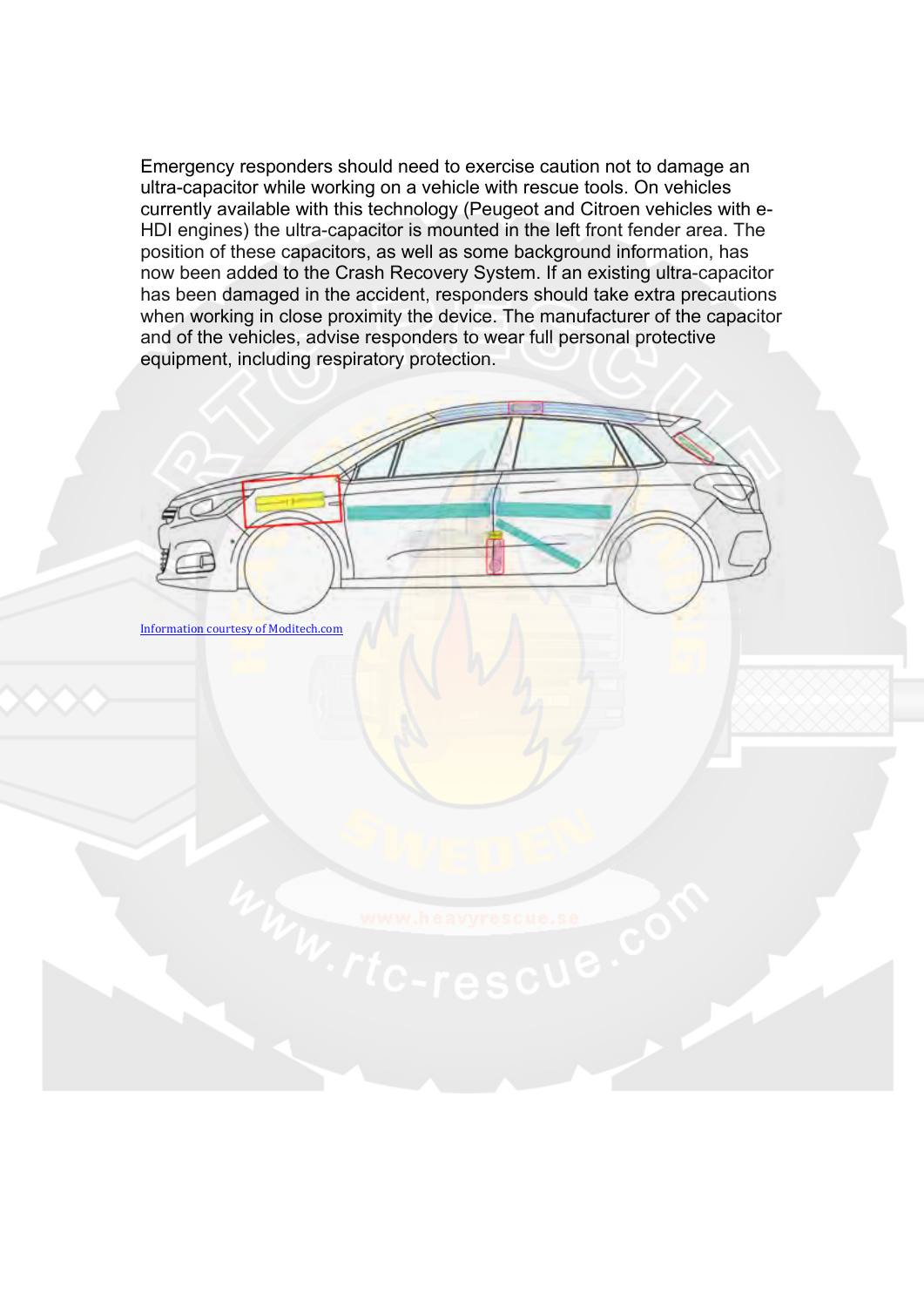Emergency responders should need to exercise caution not to damage an ultra-capacitor while working on a vehicle with rescue tools. On vehicles currently available with this technology (Peugeot and Citroen vehicles with e-HDI engines) the ultra-capacitor is mounted in the left front fender area. The position of these capacitors, as well as some background information, has now been added to the Crash Recovery System. If an existing ultra-capacitor has been damaged in the accident, responders should take extra precautions when working in close proximity the device. The manufacturer of the capacitor and of the vehicles, advise responders to wear full personal protective equipment, including respiratory protection.

Information courtesy of Moditech.com